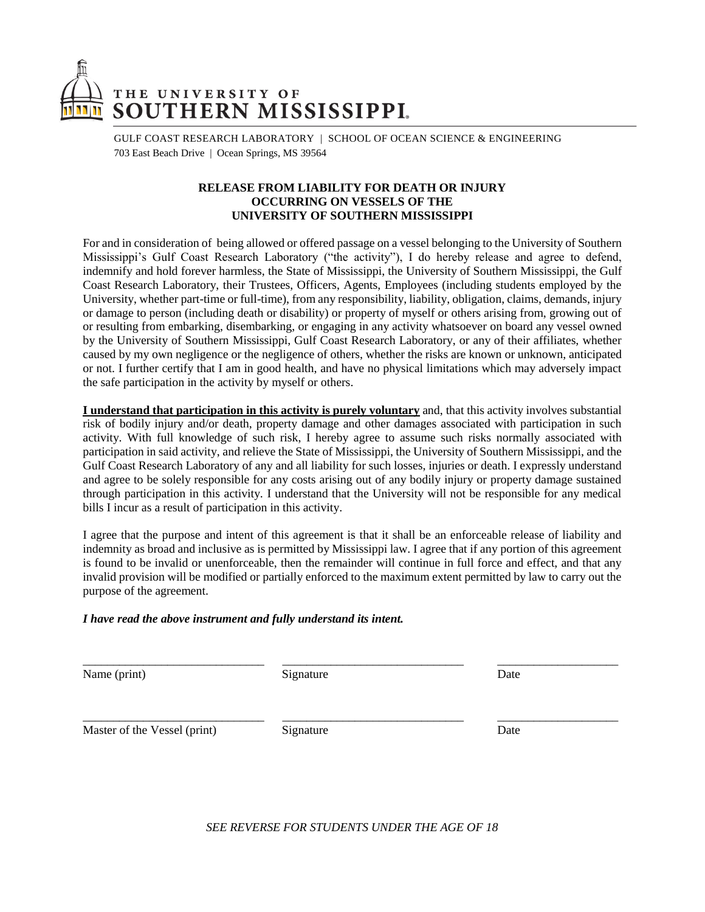THE UNIVERSITY OF
SOUTHERN MISSISSIPPI.

GULF COAST RESEARCH LABORATORY | SCHOOL OF OCEAN SCIENCE & ENGINEERING
703 East Beach Drive | Ocean Springs, MS 39564

## RELEASE FROM LIABILITY FOR DEATH OR INJURY OCCURRING ON VESSELS OF THE UNIVERSITY OF SOUTHERN MISSISSIPPI

For and in consideration of being allowed or offered passage on a vessel belonging to the University of Southern Mississippi's Gulf Coast Research Laboratory ("the activity"), I do hereby release and agree to defend, indemnify and hold forever harmless, the State of Mississippi, the University of Southern Mississippi, the Gulf Coast Research Laboratory, their Trustees, Officers, Agents, Employees (including students employed by the University, whether part-time or full-time), from any responsibility, liability, obligation, claims, demands, injury or damage to person (including death or disability) or property of myself or others arising from, growing out of or resulting from embarking, disembarking, or engaging in any activity whatsoever on board any vessel owned by the University of Southern Mississippi, Gulf Coast Research Laboratory, or any of their affiliates, whether caused by my own negligence or the negligence of others, whether the risks are known or unknown, anticipated or not. I further certify that I am in good health, and have no physical limitations which may adversely impact the safe participation in the activity by myself or others.

**<u>I understand that participation in this activity is purely voluntary</u>** and, that this activity involves substantial risk of bodily injury and/or death, property damage and other damages associated with participation in such activity. With full knowledge of such risk, I hereby agree to assume such risks normally associated with participation in said activity, and relieve the State of Mississippi, the University of Southern Mississippi, and the Gulf Coast Research Laboratory of any and all liability for such losses, injuries or death. I expressly understand and agree to be solely responsible for any costs arising out of any bodily injury or property damage sustained through participation in this activity. I understand that the University will not be responsible for any medical bills I incur as a result of participation in this activity.

I agree that the purpose and intent of this agreement is that it shall be an enforceable release of liability and indemnity as broad and inclusive as is permitted by Mississippi law. I agree that if any portion of this agreement is found to be invalid or unenforceable, then the remainder will continue in full force and effect, and that any invalid provision will be modified or partially enforced to the maximum extent permitted by law to carry out the purpose of the agreement.

***I have read the above instrument and fully understand its intent.***

______________________________ ______________________________ ____________________
Name (print) Signature Date

______________________________ ______________________________ ____________________
Master of the Vessel (print) Signature Date

*SEE REVERSE FOR STUDENTS UNDER THE AGE OF 18*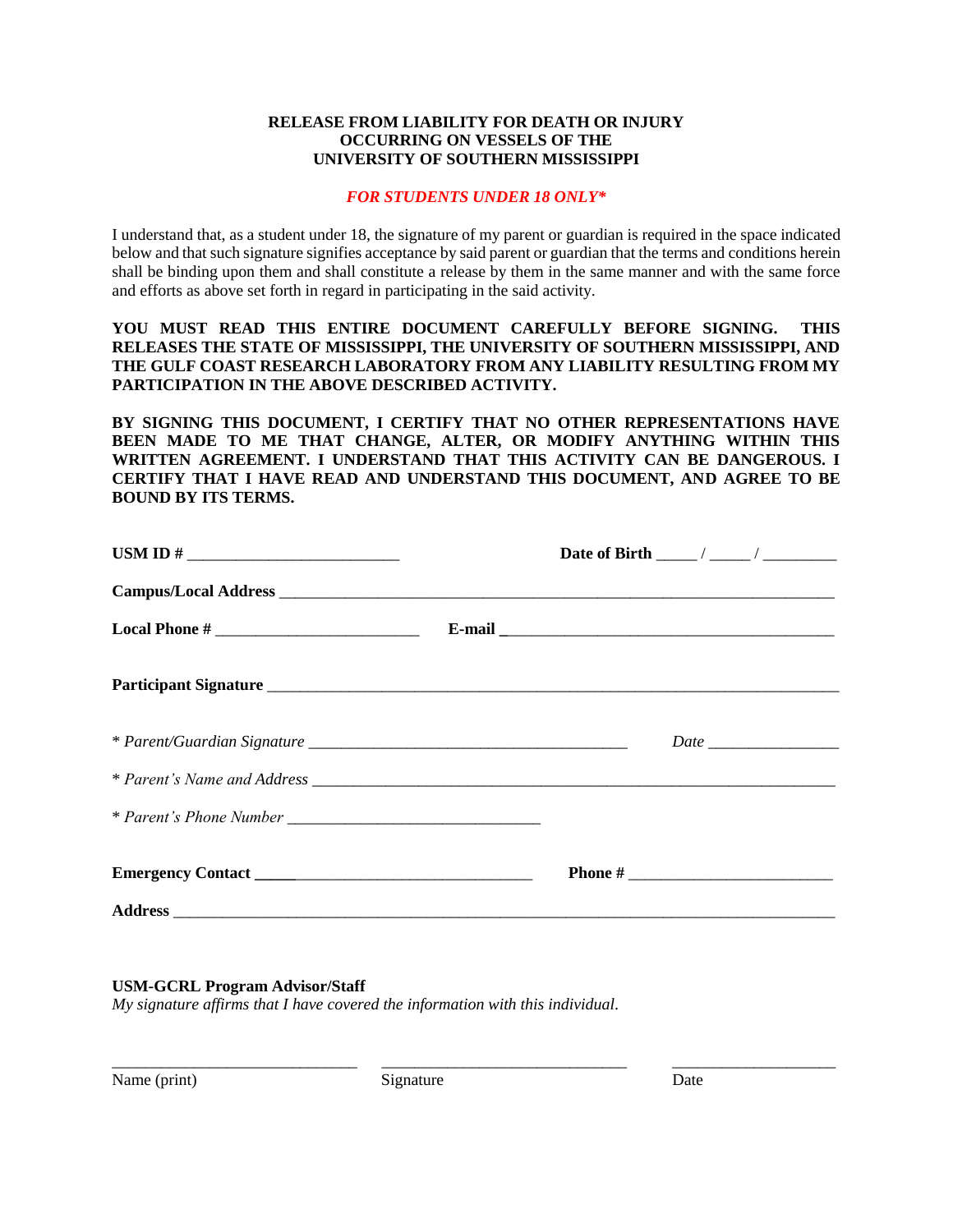**RELEASE FROM LIABILITY FOR DEATH OR INJURY**
**OCCURRING ON VESSELS OF THE**
**UNIVERSITY OF SOUTHERN MISSISSIPPI**

***FOR STUDENTS UNDER 18 ONLY****

I understand that, as a student under 18, the signature of my parent or guardian is required in the space indicated below and that such signature signifies acceptance by said parent or guardian that the terms and conditions herein shall be binding upon them and shall constitute a release by them in the same manner and with the same force and efforts as above set forth in regard in participating in the said activity.

**YOU MUST READ THIS ENTIRE DOCUMENT CAREFULLY BEFORE SIGNING. THIS RELEASES THE STATE OF MISSISSIPPI, THE UNIVERSITY OF SOUTHERN MISSISSIPPI, AND THE GULF COAST RESEARCH LABORATORY FROM ANY LIABILITY RESULTING FROM MY PARTICIPATION IN THE ABOVE DESCRIBED ACTIVITY.**

**BY SIGNING THIS DOCUMENT, I CERTIFY THAT NO OTHER REPRESENTATIONS HAVE BEEN MADE TO ME THAT CHANGE, ALTER, OR MODIFY ANYTHING WITHIN THIS WRITTEN AGREEMENT. I UNDERSTAND THAT THIS ACTIVITY CAN BE DANGEROUS. I CERTIFY THAT I HAVE READ AND UNDERSTAND THIS DOCUMENT, AND AGREE TO BE BOUND BY ITS TERMS.**

**USM ID #** _________________________ **Date of Birth** _____ / _____ / _________

**Campus/Local Address** _____________________________________________________________

**Local Phone #** ________________________ **E-mail** ________________________________________

**Participant Signature** ______________________________________________________________

*\* Parent/Guardian Signature* _____________________________________ *Date* _______________

*\* Parent's Name and Address* _________________________________________________________

*\* Parent's Phone Number* ______________________________

**Emergency Contact** ______________________________ **Phone #** ________________________

**Address** __________________________________________________________________________

**USM-GCRL Program Advisor/Staff**
*My signature affirms that I have covered the information with this individual.*

_____________________________ _____________________________ ___________________
Name (print) Signature Date